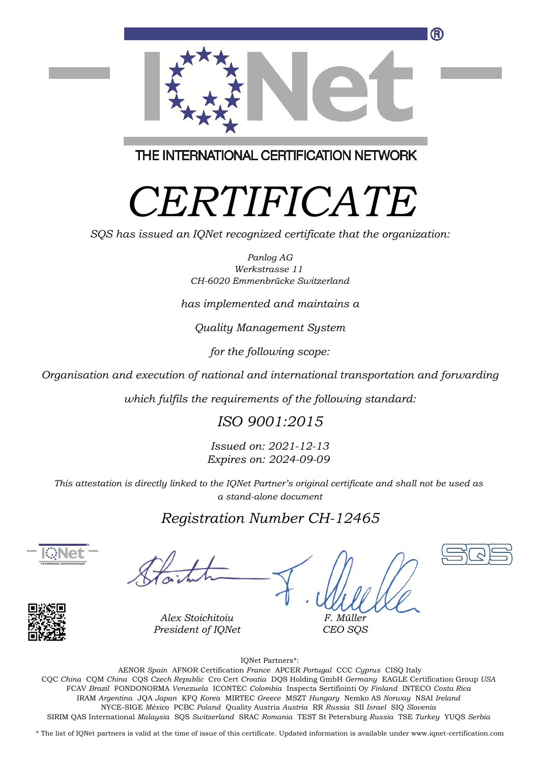THE INTERNATIONAL CERTIFICATION NETWORK

# *CERTIFICATE*

*SQS has issued an IQNet recognized certificate that the organization:*

*Panlog AG*
*Werkstrasse 11*
*CH-6020 Emmenbrücke Switzerland*

*has implemented and maintains a*

*Quality Management System*

*for the following scope:*

*Organisation and execution of national and international transportation and forwarding*

*which fulfils the requirements of the following standard:*

*ISO 9001:2015*

*Issued on: 2021-12-13*
*Expires on: 2024-09-09*

*This attestation is directly linked to the IQNet Partner's original certificate and shall not be used as a stand-alone document*

*Registration Number CH-12465*

*Alex Stoichitoiu*
*President of IQNet*

*F. Müller*
*CEO SQS*

IQNet Partners*:

AENOR *Spain* AFNOR Certification *France* APCER *Portugal* CCC *Cyprus* CISQ Italy
CQC *China* CQM *China* CQS *Czech Republic* Cro Cert *Croatia* DQS Holding GmbH *Germany* EAGLE Certification Group *USA*
FCAV *Brazil* FONDONORMA *Venezuela* ICONTEC *Colombia* Inspecta Sertifiointi Oy *Finland* INTECO *Costa Rica*
IRAM *Argentina* JQA *Japan* KFQ *Korea* MIRTEC *Greece* MSZT *Hungary* Nemko AS *Norway* NSAI *Ireland*
NYCE-SIGE *México* PCBC *Poland* Quality Austria *Austria* RR *Russia* SII *Israel* SIQ *Slovenia*
SIRIM QAS International *Malaysia* SQS *Switzerland* SRAC *Romania* TEST St Petersburg *Russia* TSE *Turkey* YUQS *Serbia*

* The list of IQNet partners is valid at the time of issue of this certificate. Updated information is available under www.iqnet-certification.com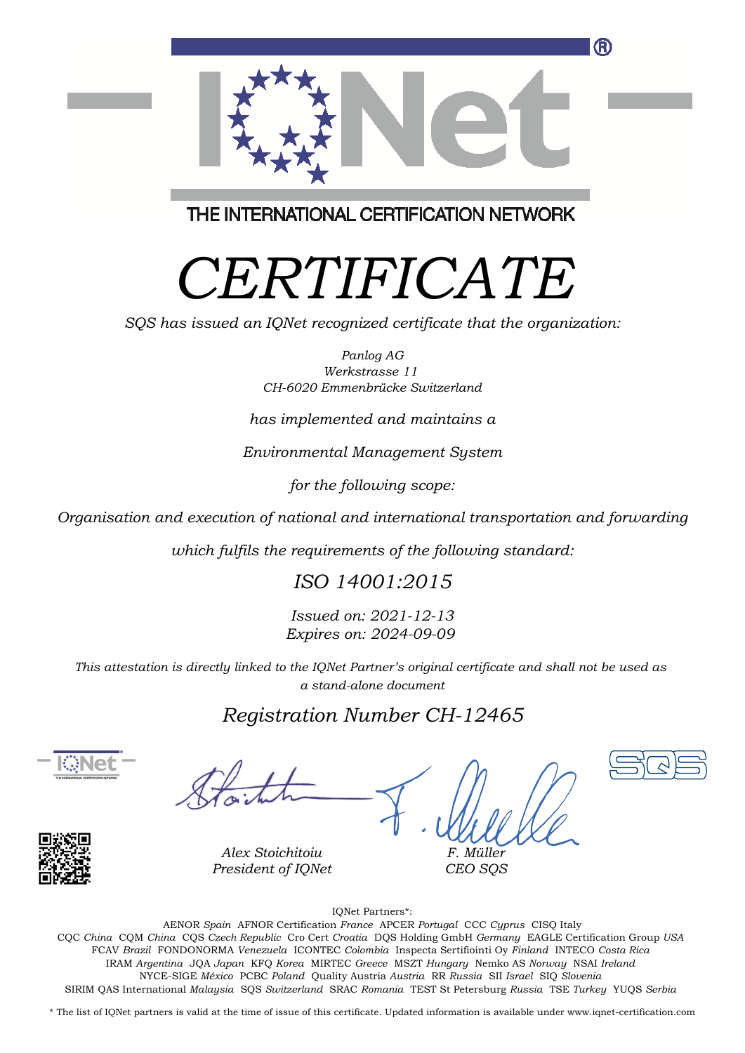THE INTERNATIONAL CERTIFICATION NETWORK

# *CERTIFICATE*

*SQS has issued an IQNet recognized certificate that the organization:*

*Panlog AG*
*Werkstrasse 11*
*CH-6020 Emmenbrücke Switzerland*

*has implemented and maintains a*

*Environmental Management System*

*for the following scope:*

*Organisation and execution of national and international transportation and forwarding*

*which fulfils the requirements of the following standard:*

## *ISO 14001:2015*

*Issued on: 2021-12-13*
*Expires on: 2024-09-09*

*This attestation is directly linked to the IQNet Partner's original certificate and shall not be used as a stand-alone document*

## *Registration Number CH-12465*

*Alex Stoichitoiu*
*President of IQNet*

*F. Müller*
*CEO SQS*

IQNet Partners*:

AENOR *Spain* AFNOR Certification *France* APCER *Portugal* CCC *Cyprus* CISQ Italy
CQC *China* CQM *China* CQS *Czech Republic* Cro Cert *Croatia* DQS Holding GmbH *Germany* EAGLE Certification Group *USA*
FCAV *Brazil* FONDONORMA *Venezuela* ICONTEC *Colombia* Inspecta Sertifiointi Oy *Finland* INTECO *Costa Rica*
IRAM *Argentina* JQA *Japan* KFQ *Korea* MIRTEC *Greece* MSZT *Hungary* Nemko AS *Norway* NSAI *Ireland*
NYCE-SIGE *México* PCBC *Poland* Quality Austria *Austria* RR *Russia* SII *Israel* SIQ *Slovenia*
SIRIM QAS International *Malaysia* SQS *Switzerland* SRAC *Romania* TEST St Petersburg *Russia* TSE *Turkey* YUQS *Serbia*

* The list of IQNet partners is valid at the time of issue of this certificate. Updated information is available under www.iqnet-certification.com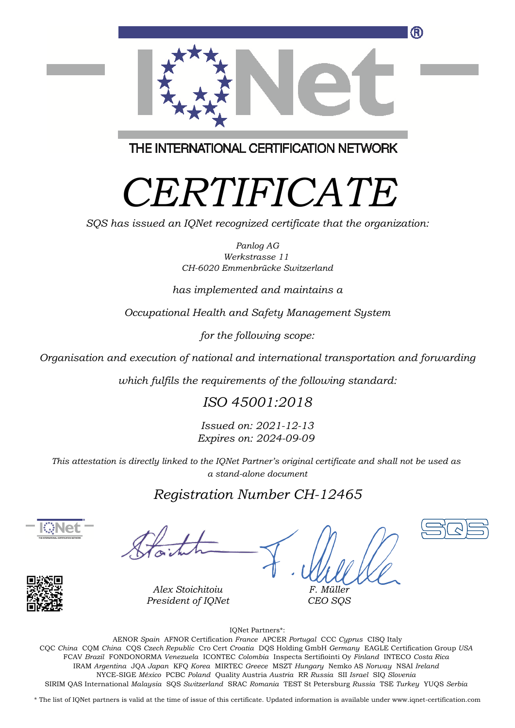THE INTERNATIONAL CERTIFICATION NETWORK

# *CERTIFICATE*

*SQS has issued an IQNet recognized certificate that the organization:*

*Panlog AG*
*Werkstrasse 11*
*CH-6020 Emmenbrücke Switzerland*

*has implemented and maintains a*

*Occupational Health and Safety Management System*

*for the following scope:*

*Organisation and execution of national and international transportation and forwarding*

*which fulfils the requirements of the following standard:*

## *ISO 45001:2018*

*Issued on: 2021-12-13*
*Expires on: 2024-09-09*

*This attestation is directly linked to the IQNet Partner's original certificate and shall not be used as a stand-alone document*

## *Registration Number CH-12465*

*Alex Stoichitoiu*
*President of IQNet*

*F. Müller*
*CEO SQS*

IQNet Partners*:

AENOR *Spain* AFNOR Certification *France* APCER *Portugal* CCC *Cyprus* CISQ Italy
CQC *China* CQM *China* CQS *Czech Republic* Cro Cert *Croatia* DQS Holding GmbH *Germany* EAGLE Certification Group *USA*
FCAV *Brazil* FONDONORMA *Venezuela* ICONTEC *Colombia* Inspecta Sertifiointi Oy *Finland* INTECO *Costa Rica*
IRAM *Argentina* JQA *Japan* KFQ *Korea* MIRTEC *Greece* MSZT *Hungary* Nemko AS *Norway* NSAI *Ireland*
NYCE-SIGE *México* PCBC *Poland* Quality Austria *Austria* RR *Russia* SII *Israel* SIQ *Slovenia*
SIRIM QAS International *Malaysia* SQS *Switzerland* SRAC *Romania* TEST St Petersburg *Russia* TSE *Turkey* YUQS *Serbia*

* The list of IQNet partners is valid at the time of issue of this certificate. Updated information is available under www.iqnet-certification.com